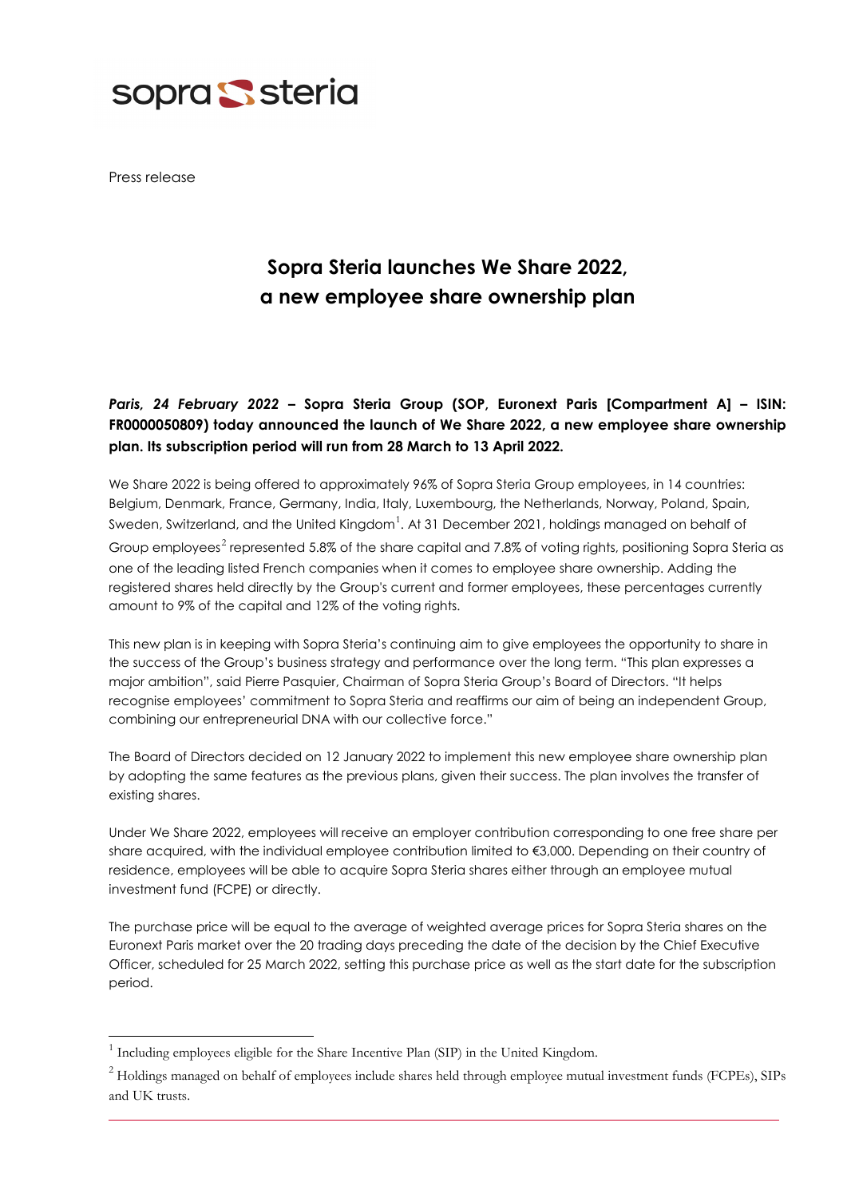sopra steria

Press release

# Sopra Steria launches We Share 2022, a new employee share ownership plan

***Paris, 24 February 2022* – Sopra Steria Group (SOP, Euronext Paris [Compartment A] – ISIN: FR0000050809) today announced the launch of We Share 2022, a new employee share ownership plan. Its subscription period will run from 28 March to 13 April 2022.**

We Share 2022 is being offered to approximately 96% of Sopra Steria Group employees, in 14 countries: Belgium, Denmark, France, Germany, India, Italy, Luxembourg, the Netherlands, Norway, Poland, Spain, Sweden, Switzerland, and the United Kingdom[1]. At 31 December 2021, holdings managed on behalf of Group employees[2] represented 5.8% of the share capital and 7.8% of voting rights, positioning Sopra Steria as one of the leading listed French companies when it comes to employee share ownership. Adding the registered shares held directly by the Group's current and former employees, these percentages currently amount to 9% of the capital and 12% of the voting rights.

This new plan is in keeping with Sopra Steria's continuing aim to give employees the opportunity to share in the success of the Group's business strategy and performance over the long term. "This plan expresses a major ambition", said Pierre Pasquier, Chairman of Sopra Steria Group's Board of Directors. "It helps recognise employees' commitment to Sopra Steria and reaffirms our aim of being an independent Group, combining our entrepreneurial DNA with our collective force."

The Board of Directors decided on 12 January 2022 to implement this new employee share ownership plan by adopting the same features as the previous plans, given their success. The plan involves the transfer of existing shares.

Under We Share 2022, employees will receive an employer contribution corresponding to one free share per share acquired, with the individual employee contribution limited to €3,000. Depending on their country of residence, employees will be able to acquire Sopra Steria shares either through an employee mutual investment fund (FCPE) or directly.

The purchase price will be equal to the average of weighted average prices for Sopra Steria shares on the Euronext Paris market over the 20 trading days preceding the date of the decision by the Chief Executive Officer, scheduled for 25 March 2022, setting this purchase price as well as the start date for the subscription period.

---

[1] Including employees eligible for the Share Incentive Plan (SIP) in the United Kingdom.

[2] Holdings managed on behalf of employees include shares held through employee mutual investment funds (FCPEs), SIPs and UK trusts.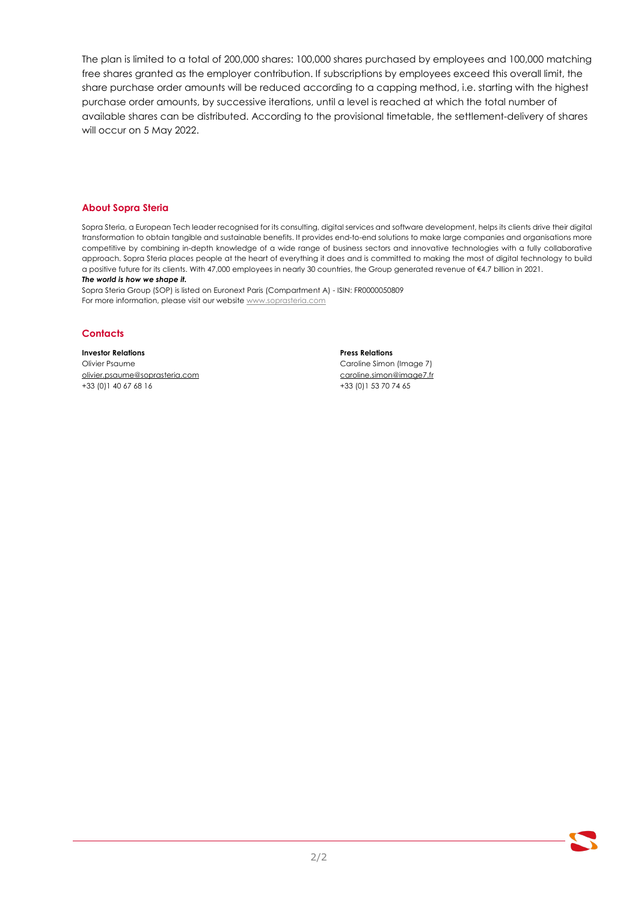The plan is limited to a total of 200,000 shares: 100,000 shares purchased by employees and 100,000 matching free shares granted as the employer contribution. If subscriptions by employees exceed this overall limit, the share purchase order amounts will be reduced according to a capping method, i.e. starting with the highest purchase order amounts, by successive iterations, until a level is reached at which the total number of available shares can be distributed. According to the provisional timetable, the settlement-delivery of shares will occur on 5 May 2022.

## About Sopra Steria

Sopra Steria, a European Tech leader recognised for its consulting, digital services and software development, helps its clients drive their digital transformation to obtain tangible and sustainable benefits. It provides end-to-end solutions to make large companies and organisations more competitive by combining in-depth knowledge of a wide range of business sectors and innovative technologies with a fully collaborative approach. Sopra Steria places people at the heart of everything it does and is committed to making the most of digital technology to build a positive future for its clients. With 47,000 employees in nearly 30 countries, the Group generated revenue of €4.7 billion in 2021.

***The world is how we shape it.***

Sopra Steria Group (SOP) is listed on Euronext Paris (Compartment A) - ISIN: FR0000050809
For more information, please visit our website www.soprasteria.com

## Contacts

**Investor Relations**
Olivier Psaume
olivier.psaume@soprasteria.com
+33 (0)1 40 67 68 16

**Press Relations**
Caroline Simon (Image 7)
caroline.simon@image7.fr
+33 (0)1 53 70 74 65